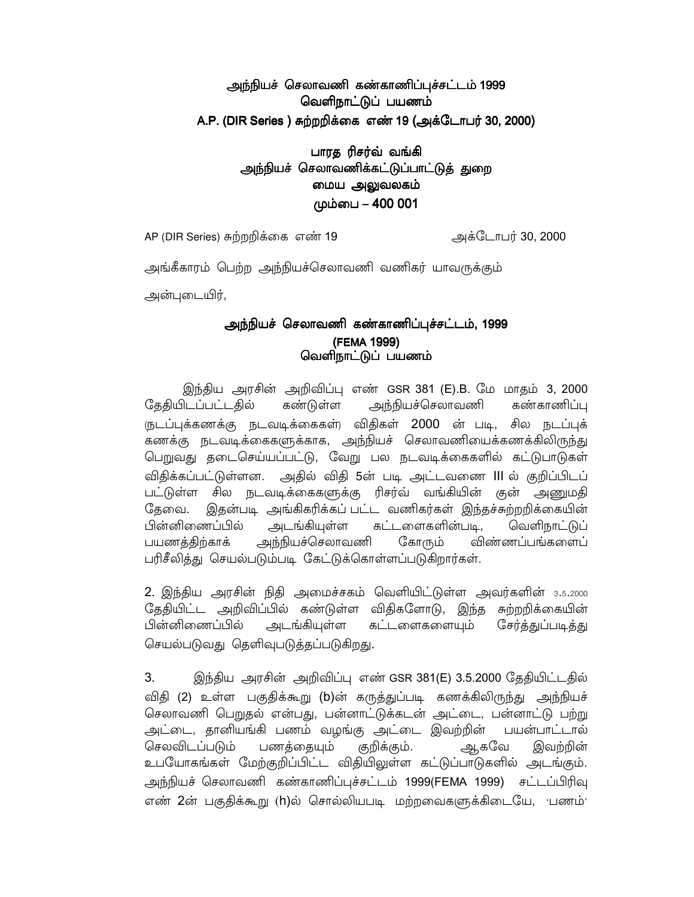# அந்நியச் செலாவணி கண்காணிப்புச்சட்டம் 1999
# வெளிநாட்டுப் பயணம்
# A.P. (DIR Series ) சுற்றறிக்கை எண் 19 (அக்டோபர் 30, 2000)

## பாரத ரிசர்வ் வங்கி
## அந்நியச் செலாவணிக்கட்டுப்பாட்டுத் துறை
## மைய அலுவலகம்
## மும்பை – 400 001

AP (DIR Series) சுற்றறிக்கை எண் 19 அக்டோபர் 30, 2000

அங்கீகாரம் பெற்ற அந்நியச்செலாவணி வணிகர் யாவருக்கும்

அன்புடையிர்,

## அந்நியச் செலாவணி கண்காணிப்புச்சட்டம், 1999
## (FEMA 1999)
## வெளிநாட்டுப் பயணம்

இந்திய அரசின் அறிவிப்பு எண் GSR 381 (E).B. மே மாதம் 3, 2000 தேதியிடப்பட்டதில் கண்டுள்ள அந்நியச்செலாவணி கண்காணிப்பு (நடப்புக்கணக்கு நடவடிக்கைகள்) விதிகள் 2000 ன் படி, சில நடப்புக் கணக்கு நடவடிக்கைகளுக்காக, அந்நியச் செலாவணியைக்கணக்கிலிருந்து பெறுவது தடைசெய்யப்பட்டு, வேறு பல நடவடிக்கைகளில் கட்டுபாடுகள் விதிக்கப்பட்டுள்ளன. அதில் விதி 5ன் படி அட்டவணை III ல் குறிப்பிடப் பட்டுள்ள சில நடவடிக்கைகளுக்கு ரிசர்வ் வங்கியின் குன் அனுமதி தேவை. இதன்படி அங்கிகரிக்கப் பட்ட வணிகர்கள் இந்தச்சுற்றறிக்கையின் பின்னிணைப்பில் அடங்கியுள்ள கட்டளைகளின்படி, வெளிநாட்டுப் பயணத்திற்காக் அந்நியச்செலாவணி கோரும் விண்ணப்பங்களைப் பரிசீலித்து செயல்படும்படி கேட்டுக்கொள்ளப்படுகிறார்கள்.

2. இந்திய அரசின் நிதி அமைச்சகம் வெளியிட்டுள்ள அவர்களின் 3.5.2000 தேதியிட்ட அறிவிப்பில் கண்டுள்ள விதிகளோடு, இந்த சுற்றறிக்கையின் பின்னிணைப்பில் அடங்கியுள்ள கட்டளைகளையும் சேர்த்துப்படித்து செயல்படுவது தெளிவுபடுத்தப்படுகிறது.

3. இந்திய அரசின் அறிவிப்பு எண் GSR 381(E) 3.5.2000 தேதியிட்டதில் விதி (2) உள்ள பகுதிக்கூறு (b)ன் கருத்துப்படி கணக்கிலிருந்து அந்நியச் செலாவணி பெறுதல் என்பது, பன்னாட்டுக்கடன் அட்டை, பன்னாட்டு பற்று அட்டை, தானியங்கி பணம் வழங்கு அட்டை இவற்றின் பயன்பாட்டால் செலவிடப்படும் பணத்தையும் குறிக்கும். ஆகவே இவற்றின் உபயோகங்கள் மேற்குறிப்பிட்ட விதியிலுள்ள கட்டுப்பாடுகளில் அடங்கும். அந்நியச் செலாவணி கண்காணிப்புச்சட்டம் 1999(FEMA 1999) சட்டப்பிரிவு எண் 2ன் பகுதிக்கூறு (h)ல் சொல்லியபடி மற்றவைகளுக்கிடையே, 'பணம்'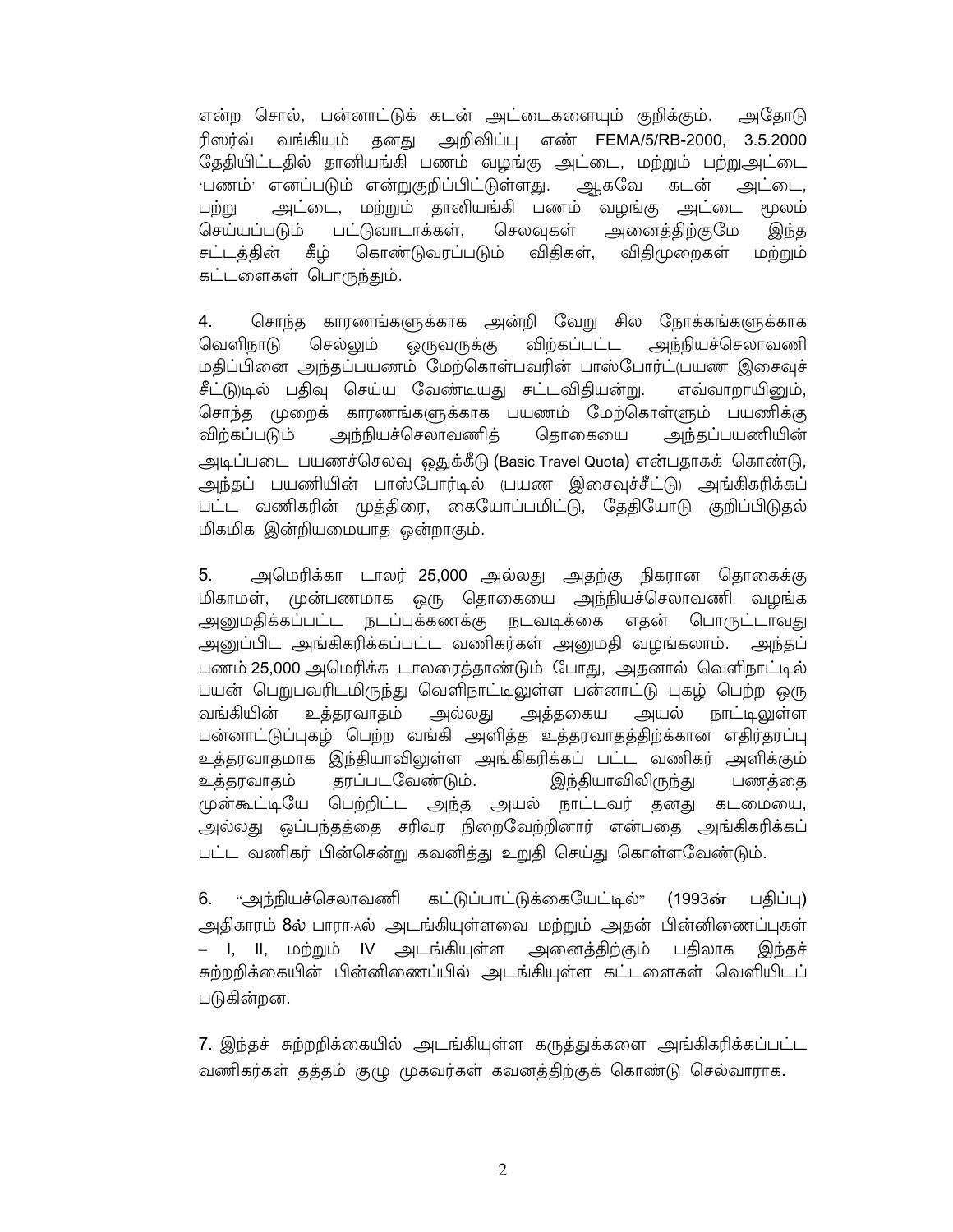என்ற சொல், பன்னாட்டுக் கடன் அட்டைகளையும் குறிக்கும். அதோடு ரிஸர்வ் வங்கியும் தனது அறிவிப்பு எண் FEMA/5/RB-2000, 3.5.2000 தேதியிட்டதில் தானியங்கி பணம் வழங்கு அட்டை, மற்றும் பற்றுஅட்டை 'பணம்' எனப்படும் என்றுகுறிப்பிட்டுள்ளது. ஆகவே கடன் அட்டை, பற்று அட்டை, மற்றும் தானியங்கி பணம் வழங்கு அட்டை மூலம் செய்யப்படும் பட்டுவாடாக்கள், செலவுகள் அனைத்திற்குமே இந்த சட்டத்தின் கீழ் கொண்டுவரப்படும் விதிகள், விதிமுறைகள் மற்றும் கட்டளைகள் பொருந்தும்.

4. சொந்த காரணங்களுக்காக அன்றி வேறு சில நோக்கங்களுக்காக வெளிநாடு செல்லும் ஒருவருக்கு விற்கப்பட்ட அந்நியச்செலாவணி மதிப்பினை அந்தப்பயணம் மேற்கொள்பவரின் பாஸ்போர்ட்(பயண இசைவுச் சீட்டு)டில் பதிவு செய்ய வேண்டியது சட்டவிதியன்று. எவ்வாறாயினும், சொந்த முறைக் காரணங்களுக்காக பயணம் மேற்கொள்ளும் பயணிக்கு விற்கப்படும் அந்நியச்செலாவணித் தொகையை அந்தப்பயணியின் அடிப்படை பயணச்செலவு ஒதுக்கீடு (Basic Travel Quota) என்பதாகக் கொண்டு, அந்தப் பயணியின் பாஸ்போர்டில் (பயண இசைவுச்சீட்டு) அங்கிகரிக்கப் பட்ட வணிகரின் முத்திரை, கையோப்பமிட்டு, தேதியோடு குறிப்பிடுதல் மிகமிக இன்றியமையாத ஒன்றாகும்.

5. அமெரிக்கா டாலர் 25,000 அல்லது அதற்கு நிகரான தொகைக்கு மிகாமல், முன்பணமாக ஒரு தொகையை அந்நியச்செலாவணி வழங்க அனுமதிக்கப்பட்ட நடப்புக்கணக்கு நடவடிக்கை எதன் பொருட்டாவது அனுப்பிட அங்கிகரிக்கப்பட்ட வணிகர்கள் அனுமதி வழங்கலாம். அந்தப் பணம் 25,000 அமெரிக்க டாலரைத்தாண்டும் போது, அதனால் வெளிநாட்டில் பயன் பெறுபவரிடமிருந்து வெளிநாட்டிலுள்ள பன்னாட்டு புகழ் பெற்ற ஒரு வங்கியின் உத்தரவாதம் அல்லது அத்தகைய அயல் நாட்டிலுள்ள பன்னாட்டுப்புகழ் பெற்ற வங்கி அளித்த உத்தரவாதத்திற்க்கான எதிர்தரப்பு உத்தரவாதமாக இந்தியாவிலுள்ள அங்கிகரிக்கப் பட்ட வணிகர் அளிக்கும் உத்தரவாதம் தரப்படவேண்டும். இந்தியாவிலிருந்து பணத்தை முன்கூட்டியே பெற்றிட்ட அந்த அயல் நாட்டவர் தனது கடமையை, அல்லது ஒப்பந்தத்தை சரிவர நிறைவேற்றினார் என்பதை அங்கிகரிக்கப் பட்ட வணிகர் பின்சென்று கவனித்து உறுதி செய்து கொள்ளவேண்டும்.

6. "அந்நியச்செலாவணி கட்டுப்பாட்டுக்கையேட்டில்" (1993ன் பதிப்பு) அதிகாரம் 8ல் பாரா-A6ல் அடங்கியுள்ளவை மற்றும் அதன் பின்னிணைப்புகள் – I, II, மற்றும் IV அடங்கியுள்ள அனைத்திற்கும் பதிலாக இந்தச் சுற்றறிக்கையின் பின்னிணைப்பில் அடங்கியுள்ள கட்டளைகள் வெளியிடப் படுகின்றன.

7. இந்தச் சுற்றறிக்கையில் அடங்கியுள்ள கருத்துக்களை அங்கிகரிக்கப்பட்ட வணிகர்கள் தத்தம் குழு முகவர்கள் கவனத்திற்குக் கொண்டு செல்வாராக.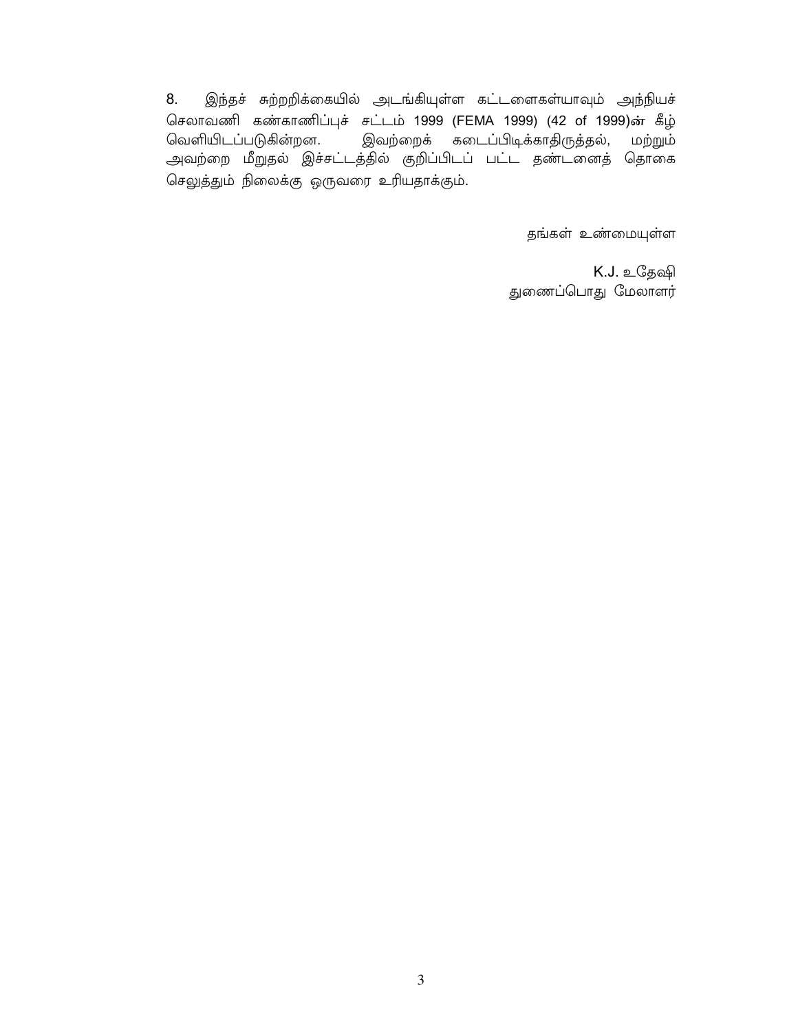8. இந்தச் சுற்றறிக்கையில் அடங்கியுள்ள கட்டளைகள்யாவும் அந்நியச் செலாவணி கண்காணிப்புச் சட்டம் 1999 (FEMA 1999) (42 of 1999)ன் கீழ் வெளியிடப்படுகின்றன. இவற்றைக் கடைப்பிடிக்காதிருத்தல், மற்றும் அவற்றை மீறுதல் இச்சட்டத்தில் குறிப்பிடப் பட்ட தண்டனைத் தொகை செலுத்தும் நிலைக்கு ஒருவரை உரியதாக்கும்.

தங்கள் உண்மையுள்ள

K.J. உதேஷி
துணைப்பொது மேலாளர்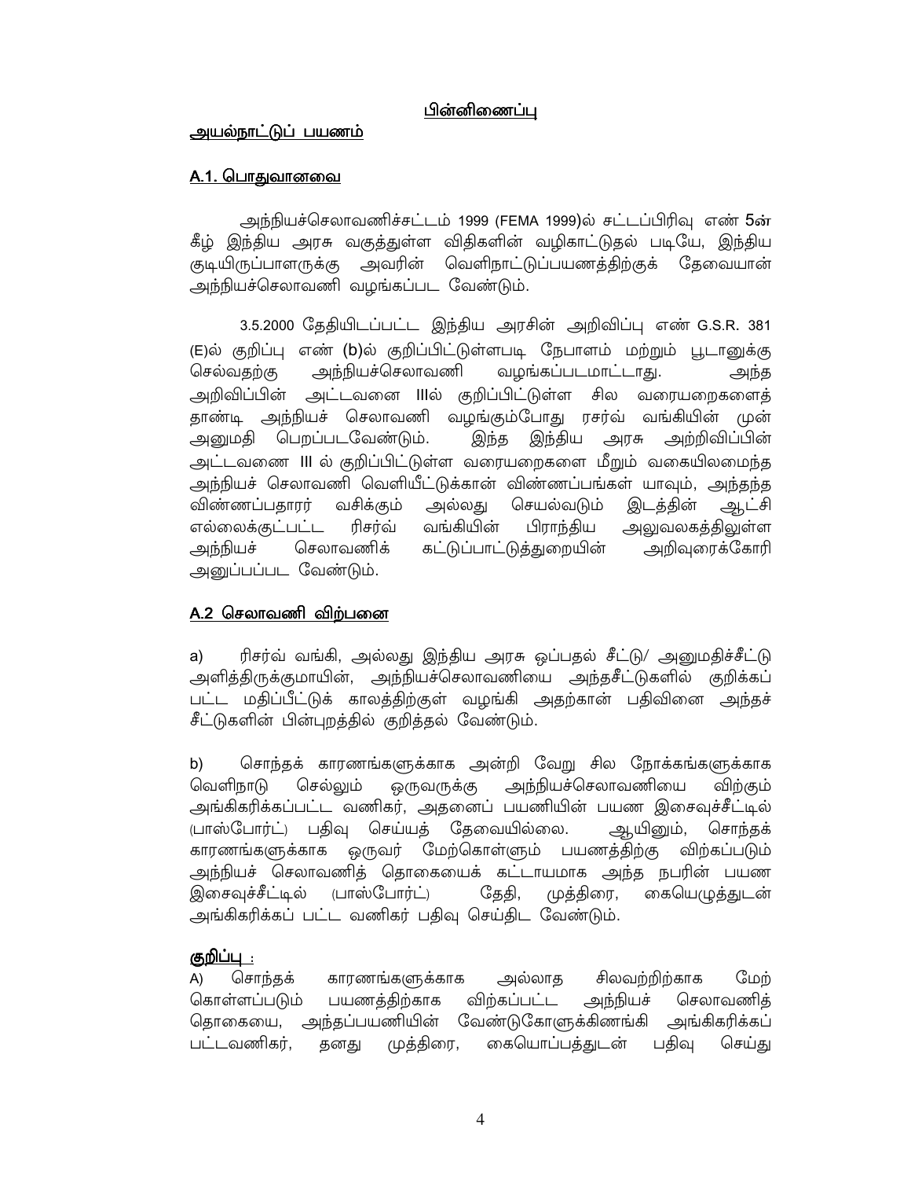## பின்னிணைப்பு

### அயல்நாட்டுப் பயணம்

### A.1. பொதுவானவை

அந்நியச்செலாவணிச்சட்டம் 1999 (FEMA 1999)ல் சட்டப்பிரிவு எண் 5ன் கீழ் இந்திய அரசு வகுத்துள்ள விதிகளின் வழிகாட்டுதல் படியே, இந்திய குடியிருப்பாளருக்கு அவரின் வெளிநாட்டுப்பயணத்திற்குக் தேவையான் அந்நியச்செலாவணி வழங்கப்பட வேண்டும்.

3.5.2000 தேதியிடப்பட்ட இந்திய அரசின் அறிவிப்பு எண் G.S.R. 381 (E)ல் குறிப்பு எண் (b)ல் குறிப்பிட்டுள்ளபடி நேபாளம் மற்றும் பூடானுக்கு செல்வதற்கு அந்நியச்செலாவணி வழங்கப்படமாட்டாது. அந்த அறிவிப்பின் அட்டவனை IIIல் குறிப்பிட்டுள்ள சில வரையறைகளைத் தாண்டி அந்நியச் செலாவணி வழங்கும்போது ரசர்வ் வங்கியின் முன் அனுமதி பெறப்படவேண்டும். இந்த இந்திய அரசு அற்றிவிப்பின் அட்டவணை III ல் குறிப்பிட்டுள்ள வரையறைகளை மீறும் வகையிலமைந்த அந்நியச் செலாவணி வெளியீட்டுக்கான் விண்ணப்பங்கள் யாவும், அந்தந்த விண்ணப்பதாரர் வசிக்கும் அல்லது செயல்வடும் இடத்தின் ஆட்சி எல்லைக்குட்பட்ட ரிசர்வ் வங்கியின் பிராந்திய அலுவலகத்திலுள்ள அந்நியச் செலாவணிக் கட்டுப்பாட்டுத்துறையின் அறிவுரைக்கோரி அனுப்பப்பட வேண்டும்.

### A.2 செலாவணி விற்பனை

a) ரிசர்வ் வங்கி, அல்லது இந்திய அரசு ஒப்பதல் சீட்டு/ அனுமதிச்சீட்டு அளித்திருக்குமாயின், அந்நியச்செலாவணியை அந்தசீட்டுகளில் குறிக்கப் பட்ட மதிப்பீட்டுக் காலத்திற்குள் வழங்கி அதற்கான் பதிவினை அந்தச் சீட்டுகளின் பின்புறத்தில் குறித்தல் வேண்டும்.

b) சொந்தக் காரணங்களுக்காக அன்றி வேறு சில நோக்கங்களுக்காக வெளிநாடு செல்லும் ஒருவருக்கு அந்நியச்செலாவணியை விற்கும் அங்கிகரிக்கப்பட்ட வணிகர், அதனைப் பயணியின் பயண இசைவுச்சீட்டில் (பாஸ்போர்ட்) பதிவு செய்யத் தேவையில்லை. ஆயினும், சொந்தக் காரணங்களுக்காக ஒருவர் மேற்கொள்ளும் பயணத்திற்கு விற்கப்படும் அந்நியச் செலாவணித் தொகையைக் கட்டாயமாக அந்த நபரின் பயண இசைவுச்சீட்டில் (பாஸ்போர்ட்) தேதி, முத்திரை, கையெழுத்துடன் அங்கிகரிக்கப் பட்ட வணிகர் பதிவு செய்திட வேண்டும்.

**குறிப்பு :**

A) சொந்தக் காரணங்களுக்காக அல்லாத சிலவற்றிற்காக மேற் கொள்ளப்படும் பயணத்திற்காக விற்கப்பட்ட அந்நியச் செலாவணித் தொகையை, அந்தப்பயணியின் வேண்டுகோளுக்கிணங்கி அங்கிகரிக்கப் பட்டவணிகர், தனது முத்திரை, கையொப்பத்துடன் பதிவு செய்து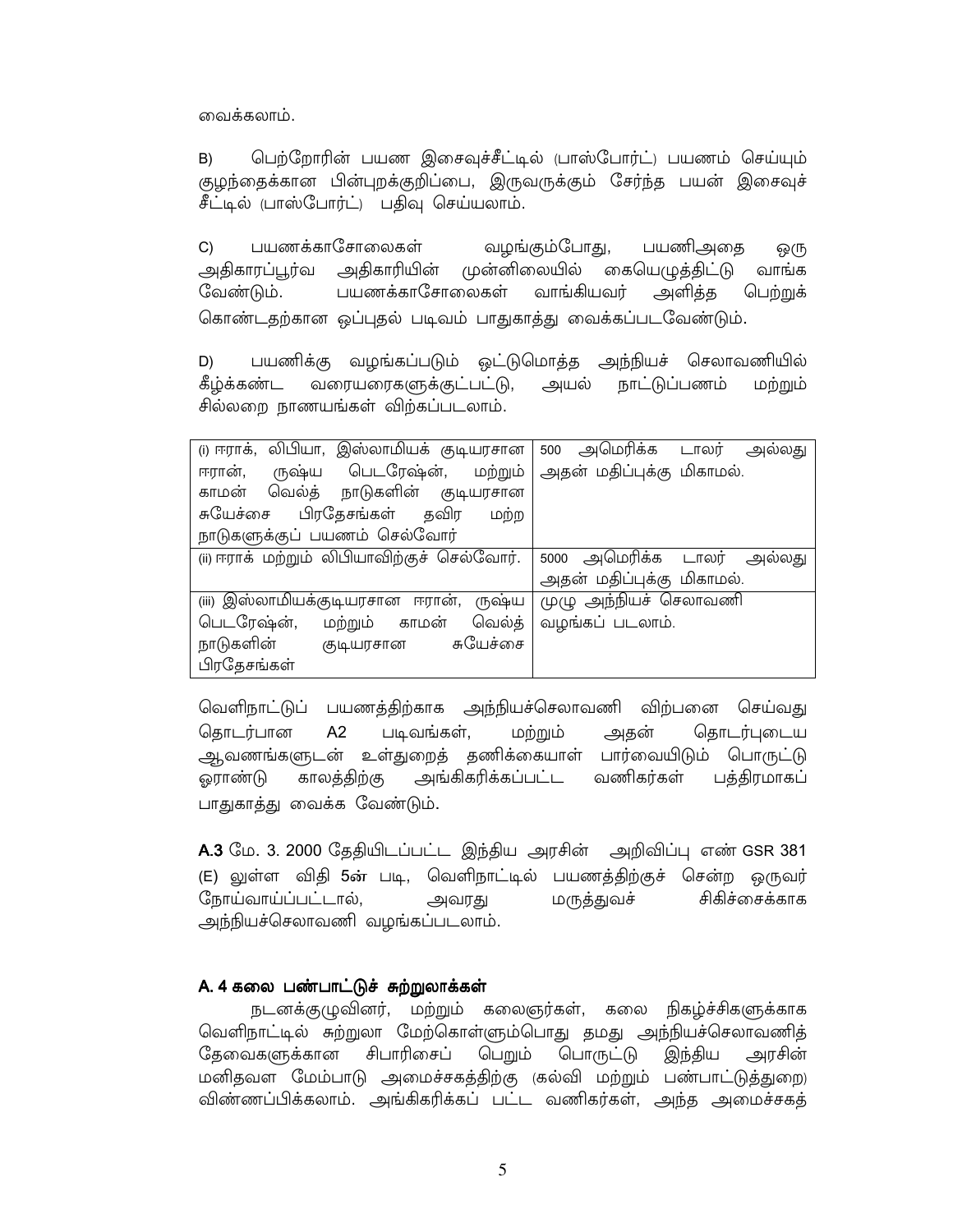வைக்கலாம்.

B) பெற்றோரின் பயண இசைவுச்சீட்டில் (பாஸ்போர்ட்) பயணம் செய்யும் குழந்தைக்கான பின்புறக்குறிப்பை, இருவருக்கும் சேர்ந்த பயன் இசைவுச் சீட்டில் (பாஸ்போர்ட்) பதிவு செய்யலாம்.

C) பயணக்காசோலைகள் வழங்கும்போது, பயணிஅதை ஒரு அதிகாரப்பூர்வ அதிகாரியின் முன்னிலையில் கையெழுத்திட்டு வாங்க வேண்டும். பயணக்காசோலைகள் வாங்கியவர் அளித்த பெற்றுக் கொண்டதற்கான ஒப்புதல் படிவம் பாதுகாத்து வைக்கப்படவேண்டும்.

D) பயணிக்கு வழங்கப்படும் ஒட்டுமொத்த அந்நியச் செலாவணியில் கீழ்க்கண்ட வரையரைகளுக்குட்பட்டு, அயல் நாட்டுப்பணம் மற்றும் சில்லறை நாணயங்கள் விற்கப்படலாம்.

| | |
|---|---|
| (i) ஈராக், லிபியா, இஸ்லாமியக் குடியரசான ஈரான், ருஷ்ய பெடரேஷன், மற்றும் காமன் வெல்த் நாடுகளின் குடியரசான சுயேச்சை பிரதேசங்கள் தவிர மற்ற நாடுகளுக்குப் பயணம் செல்வோர் | 500 அமெரிக்க டாலர் அல்லது அதன் மதிப்புக்கு மிகாமல். |
| (ii) ஈராக் மற்றும் லிபியாவிற்குச் செல்வோர். | 5000 அமெரிக்க டாலர் அல்லது அதன் மதிப்புக்கு மிகாமல். |
| (iii) இஸ்லாமியக்குடியரசான ஈரான், ருஷ்ய பெடரேஷன், மற்றும் காமன் வெல்த் நாடுகளின் குடியரசான சுயேச்சை பிரதேசங்கள் | முழு அந்நியச் செலாவணி வழங்கப் படலாம். |

வெளிநாட்டுப் பயணத்திற்காக அந்நியச்செலாவணி விற்பனை செய்வது தொடர்பான A2 படிவங்கள், மற்றும் அதன் தொடர்புடைய ஆவணங்களுடன் உள்துறைத் தணிக்கையாள் பார்வையிடும் பொருட்டு ஓராண்டு காலத்திற்கு அங்கிகரிக்கப்பட்ட வணிகர்கள் பத்திரமாகப் பாதுகாத்து வைக்க வேண்டும்.

**A.3** மே. 3. 2000 தேதியிடப்பட்ட இந்திய அரசின் அறிவிப்பு எண் GSR 381 (E) லுள்ள விதி 5ன் படி, வெளிநாட்டில் பயணத்திற்குச் சென்ற ஒருவர் நோய்வாய்ப்பட்டால், அவரது மருத்துவச் சிகிச்சைக்காக அந்நியச்செலாவணி வழங்கப்படலாம்.

### A. 4 கலை பண்பாட்டுச் சுற்றுலாக்கள்

நடனக்குழுவினர், மற்றும் கலைஞர்கள், கலை நிகழ்ச்சிகளுக்காக வெளிநாட்டில் சுற்றுலா மேற்கொள்ளும்பொது தமது அந்நியச்செலாவணித் தேவைகளுக்கான சிபாரிசைப் பெறும் பொருட்டு இந்திய அரசின் மனிதவள மேம்பாடு அமைச்சகத்திற்கு (கல்வி மற்றும் பண்பாட்டுத்துறை) விண்ணப்பிக்கலாம். அங்கிகரிக்கப் பட்ட வணிகர்கள், அந்த அமைச்சகத்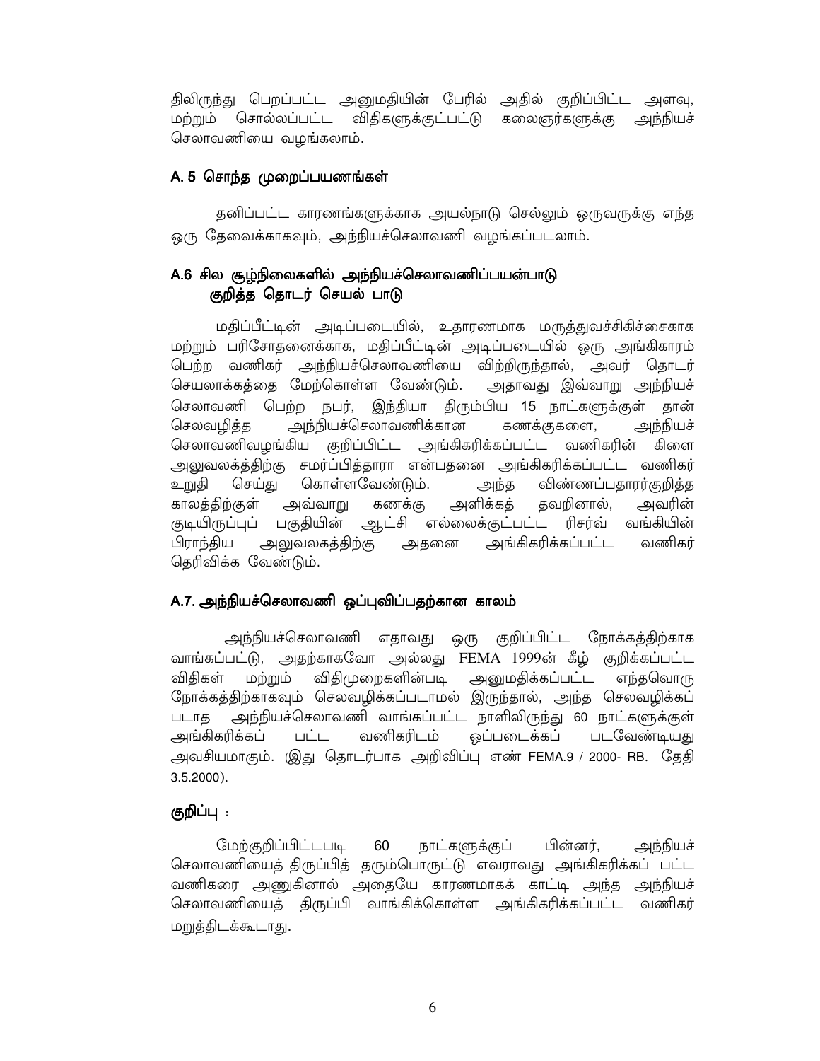திலிருந்து பெறப்பட்ட அனுமதியின் பேரில் அதில் குறிப்பிட்ட அளவு, மற்றும் சொல்லப்பட்ட விதிகளுக்குட்பட்டு கலைஞர்களுக்கு அந்நியச் செலாவணியை வழங்கலாம்.

### A. 5 சொந்த முறைப்பயணங்கள்

தனிப்பட்ட காரணங்களுக்காக அயல்நாடு செல்லும் ஒருவருக்கு எந்த ஒரு தேவைக்காகவும், அந்நியச்செலாவணி வழங்கப்படலாம்.

### A.6 சில சூழ்நிலைகளில் அந்நியச்செலாவணிப்பயன்பாடு குறித்த தொடர் செயல் பாடு

மதிப்பீட்டின் அடிப்படையில், உதாரணமாக மருத்துவச்சிகிச்சைகாக மற்றும் பரிசோதனைக்காக, மதிப்பீட்டின் அடிப்படையில் ஒரு அங்கிகாரம் பெற்ற வணிகர் அந்நியச்செலாவணியை விற்றிருந்தால், அவர் தொடர் செயலாக்கத்தை மேற்கொள்ள வேண்டும். அதாவது இவ்வாறு அந்நியச் செலாவணி பெற்ற நபர், இந்தியா திரும்பிய 15 நாட்களுக்குள் தான் செலவழித்த அந்நியச்செலாவணிக்கான கணக்குகளை, அந்நியச் செலாவணிவழங்கிய குறிப்பிட்ட அங்கிகரிக்கப்பட்ட வணிகரின் கிளை அலுவலகத்த்திற்கு சமர்ப்பித்தாரா என்பதனை அங்கிகரிக்கப்பட்ட வணிகர் உறுதி செய்து கொள்ளவேண்டும். அந்த விண்ணப்பதாரர்குறித்த காலத்திற்குள் அவ்வாறு கணக்கு அளிக்கத் தவறினால், அவரின் குடியிருப்புப் பகுதியின் ஆட்சி எல்லைக்குட்பட்ட ரிசர்வ் வங்கியின் பிராந்திய அலுவலகத்திற்கு அதனை அங்கிகரிக்கப்பட்ட வணிகர் தெரிவிக்க வேண்டும்.

### A.7. அந்நியச்செலாவணி ஒப்புவிப்பதற்கான காலம்

அந்நியச்செலாவணி எதாவது ஒரு குறிப்பிட்ட நோக்கத்திற்காக வாங்கப்பட்டு, அதற்காகவோ அல்லது FEMA 1999ன் கீழ் குறிக்கப்பட்ட விதிகள் மற்றும் விதிமுறைகளின்படி அனுமதிக்கப்பட்ட எந்தவொரு நோக்கத்திற்காகவும் செலவழிக்கப்படாமல் இருந்தால், அந்த செலவழிக்கப் படாத அந்நியச்செலாவணி வாங்கப்பட்ட நாளிலிருந்து 60 நாட்களுக்குள் அங்கிகரிக்கப் பட்ட வணிகரிடம் ஒப்படைக்கப் படவேண்டியது அவசியமாகும். (இது தொடர்பாக அறிவிப்பு எண் FEMA.9 / 2000- RB. தேதி 3.5.2000).

**<u>குறிப்பு :</u>**

மேற்குறிப்பிட்டபடி 60 நாட்களுக்குப் பின்னர், அந்நியச் செலாவணியைத் திருப்பித் தரும்பொருட்டு எவராவது அங்கிகரிக்கப் பட்ட வணிகரை அணுகினால் அதையே காரணமாகக் காட்டி அந்த அந்நியச் செலாவணியைத் திருப்பி வாங்கிக்கொள்ள அங்கிகரிக்கப்பட்ட வணிகர் மறுத்திடக்கூடாது.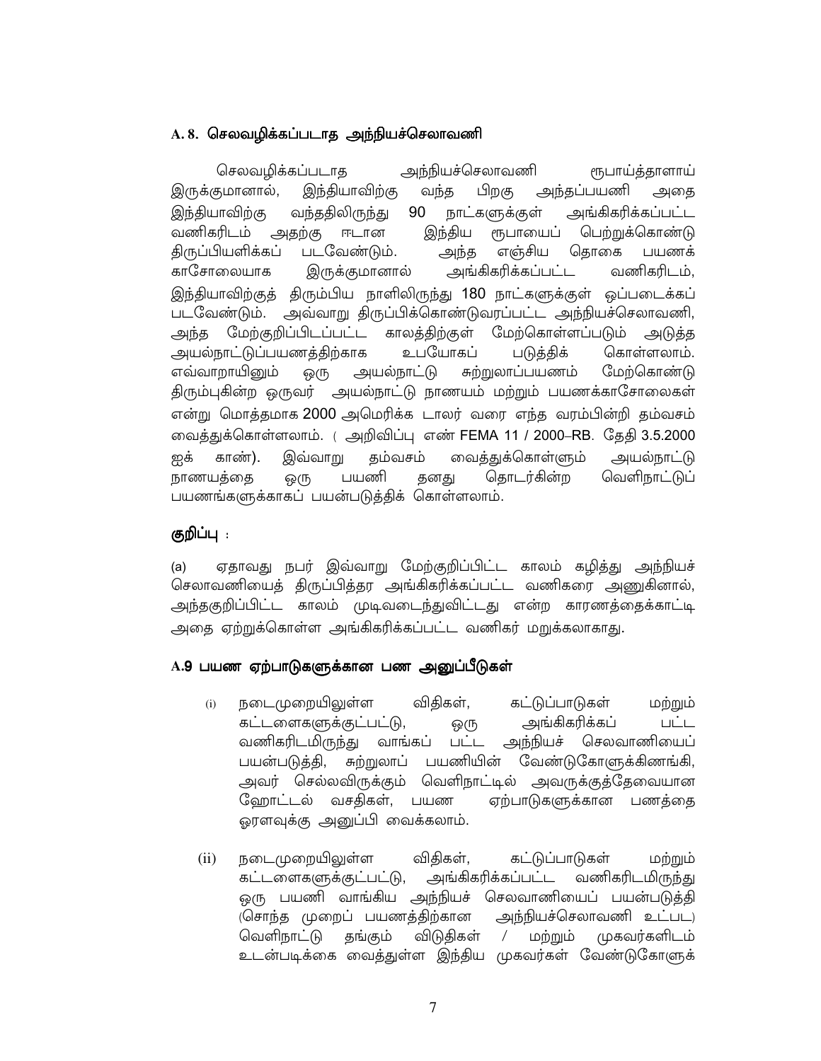### A. 8. செலவழிக்கப்படாத அந்நியச்செலாவணி

செலவழிக்கப்படாத அந்நியச்செலாவணி ரூபாய்த்தாளாய் இருக்குமானால், இந்தியாவிற்கு வந்த பிறகு அந்தப்பயணி அதை இந்தியாவிற்கு வந்ததிலிருந்து 90 நாட்களுக்குள் அங்கிகரிக்கப்பட்ட வணிகரிடம் அதற்கு ஈடான இந்திய ரூபாயைப் பெற்றுக்கொண்டு திருப்பியளிக்கப் படவேண்டும். அந்த எஞ்சிய தொகை பயணக் காசோலையாக இருக்குமானால் அங்கிகரிக்கப்பட்ட வணிகரிடம், இந்தியாவிற்குத் திரும்பிய நாளிலிருந்து 180 நாட்களுக்குள் ஒப்படைக்கப் படவேண்டும். அவ்வாறு திருப்பிக்கொண்டுவரப்பட்ட அந்நியச்செலாவணி, அந்த மேற்குறிப்பிடப்பட்ட காலத்திற்குள் மேற்கொள்ளப்படும் அடுத்த அயல்நாட்டுப்பயணத்திற்காக உபயோகப் படுத்திக் கொள்ளலாம். எவ்வாறாயினும் ஒரு அயல்நாட்டு சுற்றுலாப்பயணம் மேற்கொண்டு திரும்புகின்ற ஒருவர் அயல்நாட்டு நாணயம் மற்றும் பயணக்காசோலைகள் என்று மொத்தமாக 2000 அமெரிக்க டாலர் வரை எந்த வரம்பின்றி தம்வசம் வைத்துக்கொள்ளலாம். ( அறிவிப்பு எண் FEMA 11 / 2000–RB. தேதி 3.5.2000 ஐக் காண்). இவ்வாறு தம்வசம் வைத்துக்கொள்ளும் அயல்நாட்டு நாணயத்தை ஒரு பயணி தனது தொடர்கின்ற வெளிநாட்டுப் பயணங்களுக்காகப் பயன்படுத்திக் கொள்ளலாம்.

**குறிப்பு** :

(a) ஏதாவது நபர் இவ்வாறு மேற்குறிப்பிட்ட காலம் கழித்து அந்நியச் செலாவணியைத் திருப்பித்தர அங்கிகரிக்கப்பட்ட வணிகரை அணுகினால், அந்தகுறிப்பிட்ட காலம் முடிவடைந்துவிட்டது என்ற காரணத்தைக்காட்டி அதை ஏற்றுக்கொள்ள அங்கிகரிக்கப்பட்ட வணிகர் மறுக்கலாகாது.

### A.9 பயண ஏற்பாடுகளுக்கான பண அனுப்பீடுகள்

(i) நடைமுறையிலுள்ள விதிகள், கட்டுப்பாடுகள் மற்றும் கட்டளைகளுக்குட்பட்டு, ஒரு அங்கிகரிக்கப் பட்ட வணிகரிடமிருந்து வாங்கப் பட்ட அந்நியச் செலாவாணியைப் பயன்படுத்தி, சுற்றுலாப் பயணியின் வேண்டுகோளுக்கிணங்கி, அவர் செல்லவிருக்கும் வெளிநாட்டில் அவருக்குத்தேவையான ஹோட்டல் வசதிகள், பயண ஏற்பாடுகளுக்கான பணத்தை ஓரளவுக்கு அனுப்பி வைக்கலாம்.

(ii) நடைமுறையிலுள்ள விதிகள், கட்டுப்பாடுகள் மற்றும் கட்டளைகளுக்குட்பட்டு, அங்கிகரிக்கப்பட்ட வணிகரிடமிருந்து ஒரு பயணி வாங்கிய அந்நியச் செலாவணியைப் பயன்படுத்தி (சொந்த முறைப் பயணத்திற்கான அந்நியச்செலாவணி உட்பட) வெளிநாட்டு தங்கும் விடுதிகள் / மற்றும் முகவர்களிடம் உடன்படிக்கை வைத்துள்ள இந்திய முகவர்கள் வேண்டுகோளுக்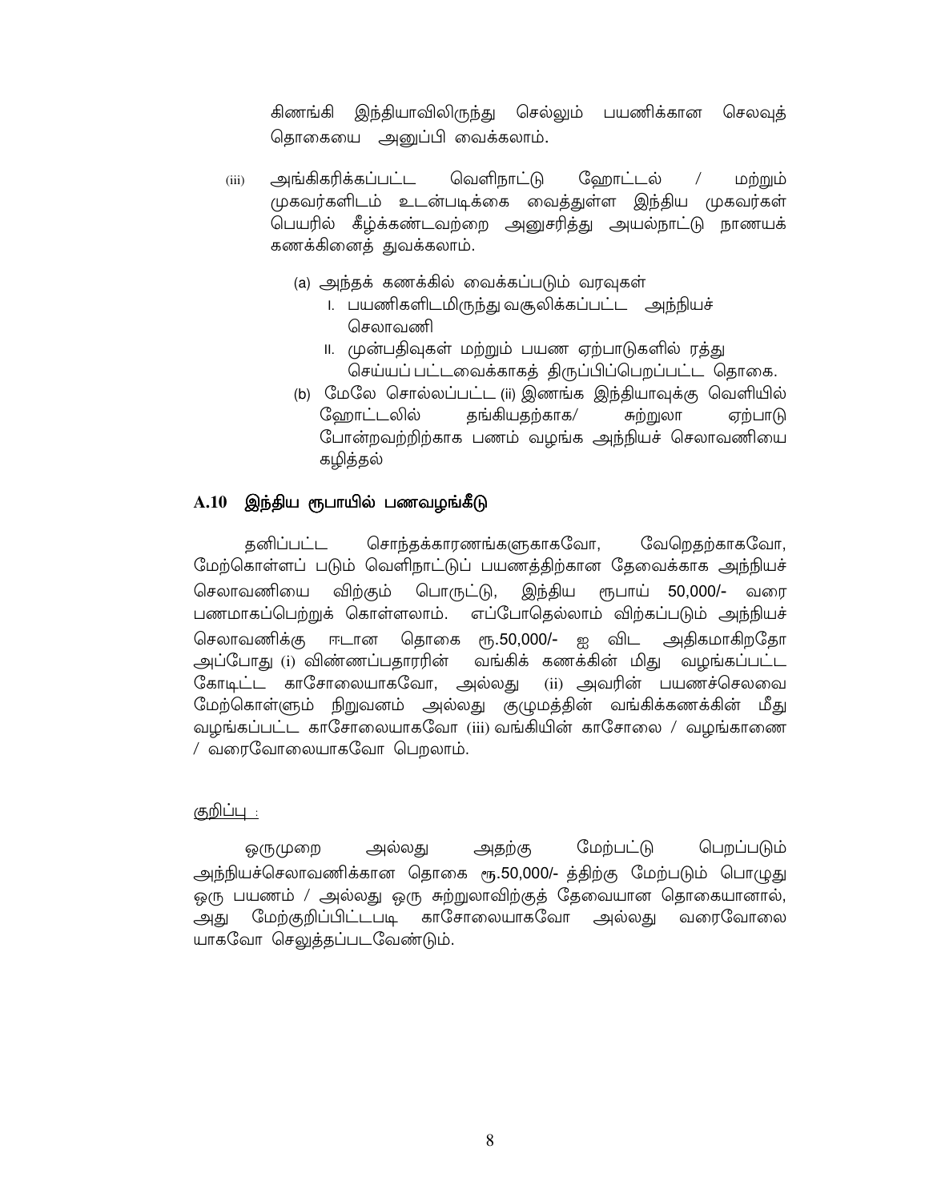கிணங்கி இந்தியாவிலிருந்து செல்லும் பயணிக்கான செலவுத் தொகையை அனுப்பி வைக்கலாம்.

(iii) அங்கிகரிக்கப்பட்ட வெளிநாட்டு ஹோட்டல் / மற்றும் முகவர்களிடம் உடன்படிக்கை வைத்துள்ள இந்திய முகவர்கள் பெயரில் கீழ்க்கண்டவற்றை அனுசரித்து அயல்நாட்டு நாணயக் கணக்கினைத் துவக்கலாம்.

(a) அந்தக் கணக்கில் வைக்கப்படும் வரவுகள்
   I. பயணிகளிடமிருந்து வசூலிக்கப்பட்ட அந்நியச் செலாவணி
   II. முன்பதிவுகள் மற்றும் பயண ஏற்பாடுகளில் ரத்து செய்யப் பட்டவைக்காகத் திருப்பிப்பெறப்பட்ட தொகை.

(b) மேலே சொல்லப்பட்ட (ii) இணங்க இந்தியாவுக்கு வெளியில் ஹோட்டலில் தங்கியதற்காக/ சுற்றுலா ஏற்பாடு போன்றவற்றிற்காக பணம் வழங்க அந்நியச் செலாவணியை கழித்தல்

## A.10 இந்திய ரூபாயில் பணவழங்கீடு

தனிப்பட்ட சொந்தக்காரணங்களுக்காகவோ, வேறெதற்காகவோ, மேற்கொள்ளப் படும் வெளிநாட்டுப் பயணத்திற்கான தேவைக்காக அந்நியச் செலாவணியை விற்கும் பொருட்டு, இந்திய ரூபாய் 50,000/- வரை பணமாகப்பெற்றுக் கொள்ளலாம். எப்போதெல்லாம் விற்கப்படும் அந்நியச் செலாவணிக்கு ஈடான தொகை ரூ.50,000/- ஐ விட அதிகமாகிறதோ அப்போது (i) விண்ணப்பதாரரின் வங்கிக் கணக்கின் மிது வழங்கப்பட்ட கோடிட்ட காசோலையாகவோ, அல்லது (ii) அவரின் பயணச்செலவை மேற்கொள்ளும் நிறுவனம் அல்லது குழுமத்தின் வங்கிக்கணக்கின் மீது வழங்கப்பட்ட காசோலையாகவோ (iii) வங்கியின் காசோலை / வழங்காணை / வரைவோலையாகவோ பெறலாம்.

<u>குறிப்பு :</u>

ஒருமுறை அல்லது அதற்கு மேற்பட்டு பெறப்படும் அந்நியச்செலாவணிக்கான தொகை ரூ.50,000/- த்திற்கு மேற்படும் பொழுது ஒரு பயணம் / அல்லது ஒரு சுற்றுலாவிற்குத் தேவையான தொகையானால், அது மேற்குறிப்பிட்டபடி காசோலையாகவோ அல்லது வரைவோலை யாகவோ செலுத்தப்படவேண்டும்.